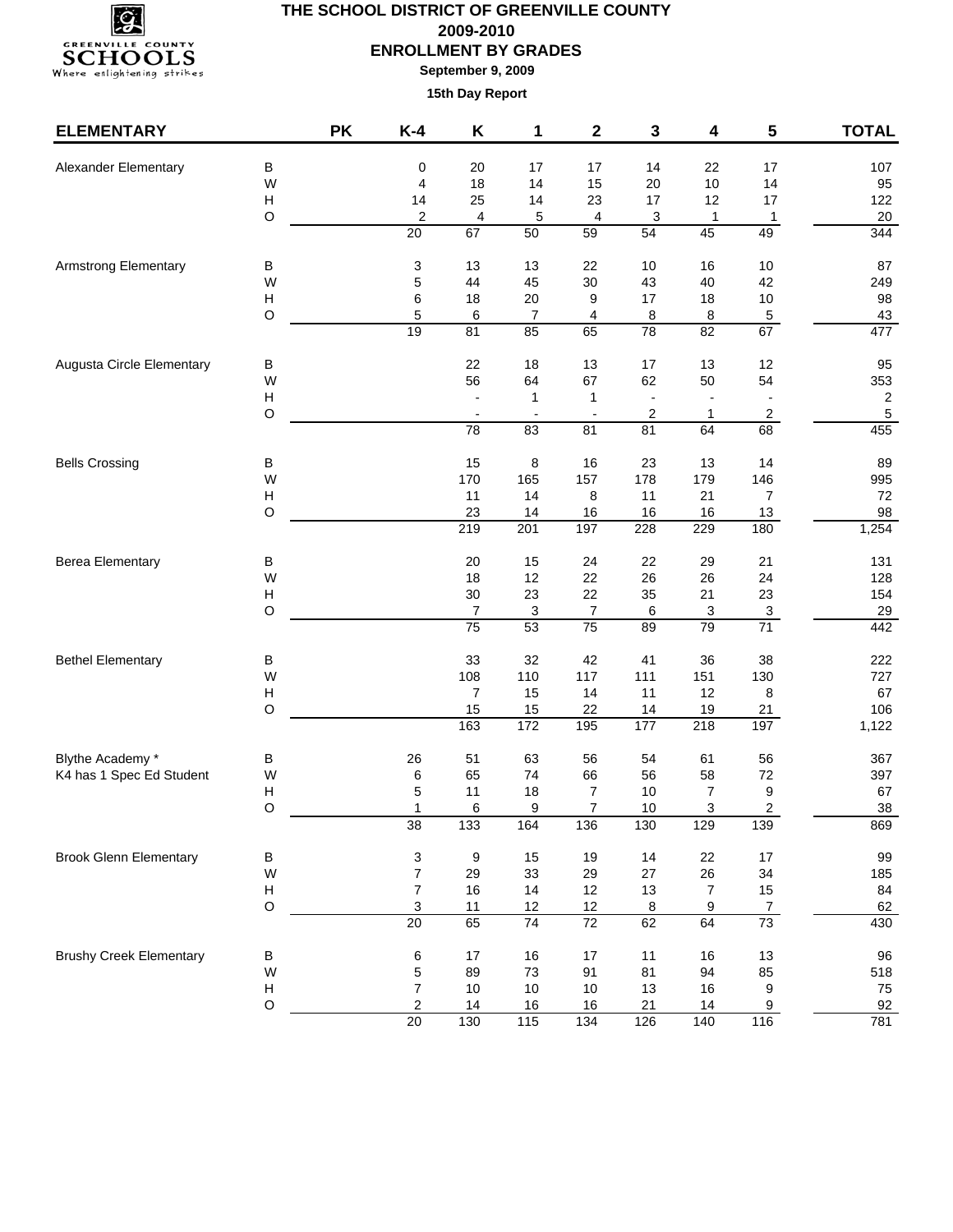# THE SCHOOL DISTRICT OF GREENVILLE COUNTY

## 2009-2010

## ENROLLMENT BY GRADES

**September 9, 2009**

**15th Day Report**

| ELEMENTARY | | PK | K-4 | K | 1 | 2 | 3 | 4 | 5 | TOTAL |
|---|---|---|---|---|---|---|---|---|---|---|
| Alexander Elementary | B | | 0 | 20 | 17 | 17 | 14 | 22 | 17 | 107 |
| | W | | 4 | 18 | 14 | 15 | 20 | 10 | 14 | 95 |
| | H | | 14 | 25 | 14 | 23 | 17 | 12 | 17 | 122 |
| | O | | 2 | 4 | 5 | 4 | 3 | 1 | 1 | 20 |
| | | | 20 | 67 | 50 | 59 | 54 | 45 | 49 | 344 |
| Armstrong Elementary | B | | 3 | 13 | 13 | 22 | 10 | 16 | 10 | 87 |
| | W | | 5 | 44 | 45 | 30 | 43 | 40 | 42 | 249 |
| | H | | 6 | 18 | 20 | 9 | 17 | 18 | 10 | 98 |
| | O | | 5 | 6 | 7 | 4 | 8 | 8 | 5 | 43 |
| | | | 19 | 81 | 85 | 65 | 78 | 82 | 67 | 477 |
| Augusta Circle Elementary | B | | | 22 | 18 | 13 | 17 | 13 | 12 | 95 |
| | W | | | 56 | 64 | 67 | 62 | 50 | 54 | 353 |
| | H | | | - | 1 | 1 | - | - | - | 2 |
| | O | | | - | - | - | 2 | 1 | 2 | 5 |
| | | | | 78 | 83 | 81 | 81 | 64 | 68 | 455 |
| Bells Crossing | B | | | 15 | 8 | 16 | 23 | 13 | 14 | 89 |
| | W | | | 170 | 165 | 157 | 178 | 179 | 146 | 995 |
| | H | | | 11 | 14 | 8 | 11 | 21 | 7 | 72 |
| | O | | | 23 | 14 | 16 | 16 | 16 | 13 | 98 |
| | | | | 219 | 201 | 197 | 228 | 229 | 180 | 1,254 |
| Berea Elementary | B | | | 20 | 15 | 24 | 22 | 29 | 21 | 131 |
| | W | | | 18 | 12 | 22 | 26 | 26 | 24 | 128 |
| | H | | | 30 | 23 | 22 | 35 | 21 | 23 | 154 |
| | O | | | 7 | 3 | 7 | 6 | 3 | 3 | 29 |
| | | | | 75 | 53 | 75 | 89 | 79 | 71 | 442 |
| Bethel Elementary | B | | | 33 | 32 | 42 | 41 | 36 | 38 | 222 |
| | W | | | 108 | 110 | 117 | 111 | 151 | 130 | 727 |
| | H | | | 7 | 15 | 14 | 11 | 12 | 8 | 67 |
| | O | | | 15 | 15 | 22 | 14 | 19 | 21 | 106 |
| | | | | 163 | 172 | 195 | 177 | 218 | 197 | 1,122 |
| Blythe Academy * | B | | 26 | 51 | 63 | 56 | 54 | 61 | 56 | 367 |
| K4 has 1 Spec Ed Student | W | | 6 | 65 | 74 | 66 | 56 | 58 | 72 | 397 |
| | H | | 5 | 11 | 18 | 7 | 10 | 7 | 9 | 67 |
| | O | | 1 | 6 | 9 | 7 | 10 | 3 | 2 | 38 |
| | | | 38 | 133 | 164 | 136 | 130 | 129 | 139 | 869 |
| Brook Glenn Elementary | B | | 3 | 9 | 15 | 19 | 14 | 22 | 17 | 99 |
| | W | | 7 | 29 | 33 | 29 | 27 | 26 | 34 | 185 |
| | H | | 7 | 16 | 14 | 12 | 13 | 7 | 15 | 84 |
| | O | | 3 | 11 | 12 | 12 | 8 | 9 | 7 | 62 |
| | | | 20 | 65 | 74 | 72 | 62 | 64 | 73 | 430 |
| Brushy Creek Elementary | B | | 6 | 17 | 16 | 17 | 11 | 16 | 13 | 96 |
| | W | | 5 | 89 | 73 | 91 | 81 | 94 | 85 | 518 |
| | H | | 7 | 10 | 10 | 10 | 13 | 16 | 9 | 75 |
| | O | | 2 | 14 | 16 | 16 | 21 | 14 | 9 | 92 |
| | | | 20 | 130 | 115 | 134 | 126 | 140 | 116 | 781 |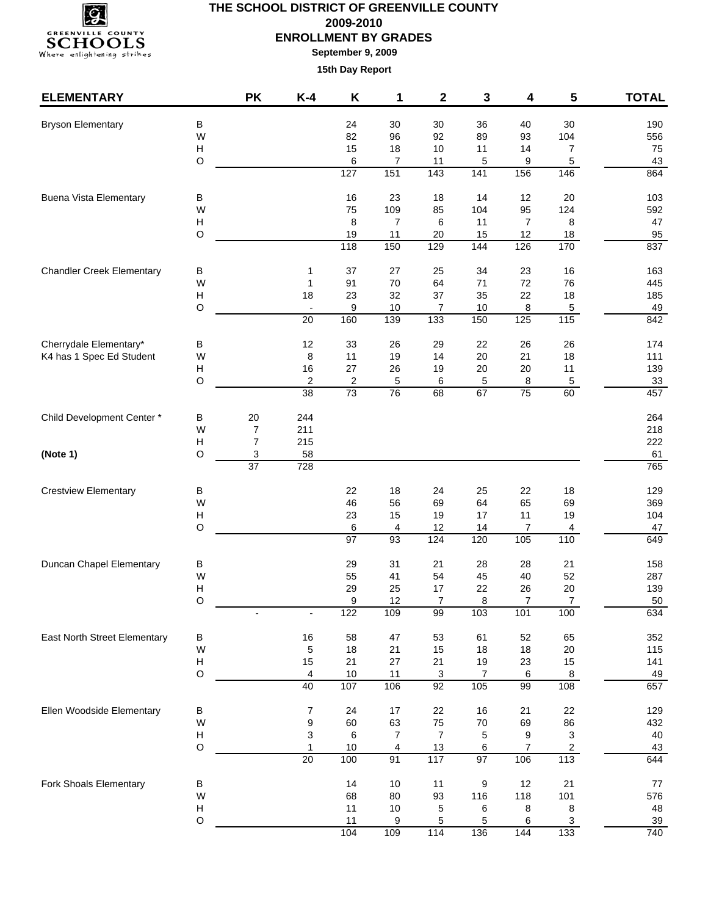# THE SCHOOL DISTRICT OF GREENVILLE COUNTY

## 2009-2010

## ENROLLMENT BY GRADES

**September 9, 2009**

**15th Day Report**

| ELEMENTARY | | PK | K-4 | K | 1 | 2 | 3 | 4 | 5 | TOTAL |
|---|---|---|---|---|---|---|---|---|---|---|
| Bryson Elementary | B | | | 24 | 30 | 30 | 36 | 40 | 30 | 190 |
| | W | | | 82 | 96 | 92 | 89 | 93 | 104 | 556 |
| | H | | | 15 | 18 | 10 | 11 | 14 | 7 | 75 |
| | O | | | 6 | 7 | 11 | 5 | 9 | 5 | 43 |
| | | | | 127 | 151 | 143 | 141 | 156 | 146 | 864 |
| Buena Vista Elementary | B | | | 16 | 23 | 18 | 14 | 12 | 20 | 103 |
| | W | | | 75 | 109 | 85 | 104 | 95 | 124 | 592 |
| | H | | | 8 | 7 | 6 | 11 | 7 | 8 | 47 |
| | O | | | 19 | 11 | 20 | 15 | 12 | 18 | 95 |
| | | | | 118 | 150 | 129 | 144 | 126 | 170 | 837 |
| Chandler Creek Elementary | B | | 1 | 37 | 27 | 25 | 34 | 23 | 16 | 163 |
| | W | | 1 | 91 | 70 | 64 | 71 | 72 | 76 | 445 |
| | H | | 18 | 23 | 32 | 37 | 35 | 22 | 18 | 185 |
| | O | | - | 9 | 10 | 7 | 10 | 8 | 5 | 49 |
| | | | 20 | 160 | 139 | 133 | 150 | 125 | 115 | 842 |
| Cherrydale Elementary* | B | | 12 | 33 | 26 | 29 | 22 | 26 | 26 | 174 |
| K4 has 1 Spec Ed Student | W | | 8 | 11 | 19 | 14 | 20 | 21 | 18 | 111 |
| | H | | 16 | 27 | 26 | 19 | 20 | 20 | 11 | 139 |
| | O | | 2 | 2 | 5 | 6 | 5 | 8 | 5 | 33 |
| | | | 38 | 73 | 76 | 68 | 67 | 75 | 60 | 457 |
| Child Development Center * | B | 20 | 244 | | | | | | | 264 |
| | W | 7 | 211 | | | | | | | 218 |
| | H | 7 | 215 | | | | | | | 222 |
| **(Note 1)** | O | 3 | 58 | | | | | | | 61 |
| | | 37 | 728 | | | | | | | 765 |
| Crestview Elementary | B | | | 22 | 18 | 24 | 25 | 22 | 18 | 129 |
| | W | | | 46 | 56 | 69 | 64 | 65 | 69 | 369 |
| | H | | | 23 | 15 | 19 | 17 | 11 | 19 | 104 |
| | O | | | 6 | 4 | 12 | 14 | 7 | 4 | 47 |
| | | | | 97 | 93 | 124 | 120 | 105 | 110 | 649 |
| Duncan Chapel Elementary | B | | | 29 | 31 | 21 | 28 | 28 | 21 | 158 |
| | W | | | 55 | 41 | 54 | 45 | 40 | 52 | 287 |
| | H | | | 29 | 25 | 17 | 22 | 26 | 20 | 139 |
| | O | | | 9 | 12 | 7 | 8 | 7 | 7 | 50 |
| | | - | - | 122 | 109 | 99 | 103 | 101 | 100 | 634 |
| East North Street Elementary | B | | 16 | 58 | 47 | 53 | 61 | 52 | 65 | 352 |
| | W | | 5 | 18 | 21 | 15 | 18 | 18 | 20 | 115 |
| | H | | 15 | 21 | 27 | 21 | 19 | 23 | 15 | 141 |
| | O | | 4 | 10 | 11 | 3 | 7 | 6 | 8 | 49 |
| | | | 40 | 107 | 106 | 92 | 105 | 99 | 108 | 657 |
| Ellen Woodside Elementary | B | | 7 | 24 | 17 | 22 | 16 | 21 | 22 | 129 |
| | W | | 9 | 60 | 63 | 75 | 70 | 69 | 86 | 432 |
| | H | | 3 | 6 | 7 | 7 | 5 | 9 | 3 | 40 |
| | O | | 1 | 10 | 4 | 13 | 6 | 7 | 2 | 43 |
| | | | 20 | 100 | 91 | 117 | 97 | 106 | 113 | 644 |
| Fork Shoals Elementary | B | | | 14 | 10 | 11 | 9 | 12 | 21 | 77 |
| | W | | | 68 | 80 | 93 | 116 | 118 | 101 | 576 |
| | H | | | 11 | 10 | 5 | 6 | 8 | 8 | 48 |
| | O | | | 11 | 9 | 5 | 5 | 6 | 3 | 39 |
| | | | | 104 | 109 | 114 | 136 | 144 | 133 | 740 |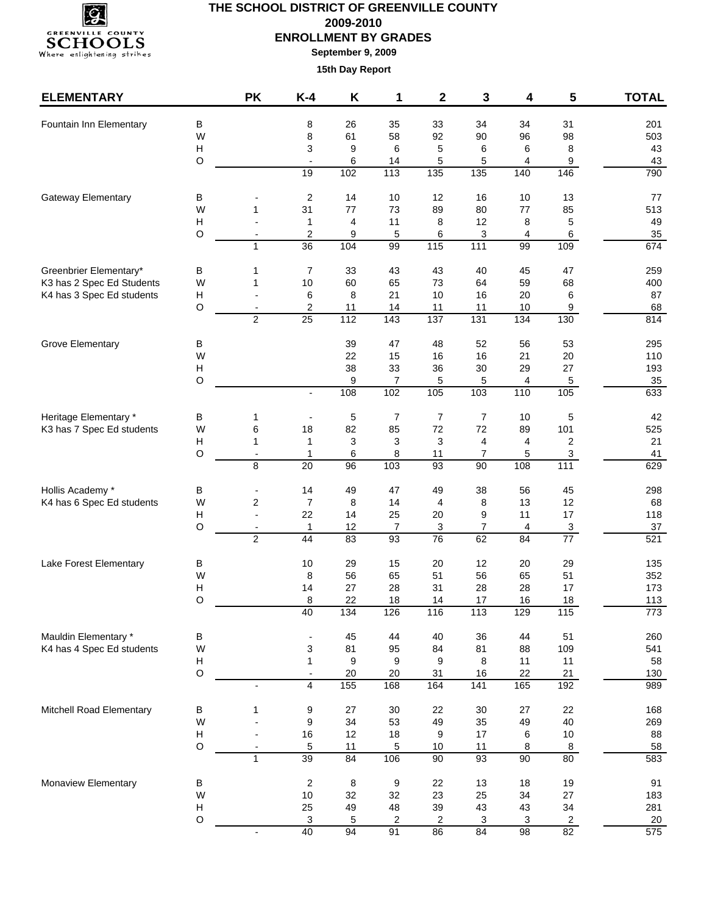# THE SCHOOL DISTRICT OF GREENVILLE COUNTY

**2009-2010**

**ENROLLMENT BY GRADES**

**September 9, 2009**

**15th Day Report**

| ELEMENTARY | | PK | K-4 | K | 1 | 2 | 3 | 4 | 5 | TOTAL |
|---|---|---|---|---|---|---|---|---|---|---|
| Fountain Inn Elementary | B | | 8 | 26 | 35 | 33 | 34 | 34 | 31 | 201 |
| | W | | 8 | 61 | 58 | 92 | 90 | 96 | 98 | 503 |
| | H | | 3 | 9 | 6 | 5 | 6 | 6 | 8 | 43 |
| | O | | - | 6 | 14 | 5 | 5 | 4 | 9 | 43 |
| | | | 19 | 102 | 113 | 135 | 135 | 140 | 146 | 790 |
| Gateway Elementary | B | - | 2 | 14 | 10 | 12 | 16 | 10 | 13 | 77 |
| | W | 1 | 31 | 77 | 73 | 89 | 80 | 77 | 85 | 513 |
| | H | - | 1 | 4 | 11 | 8 | 12 | 8 | 5 | 49 |
| | O | - | 2 | 9 | 5 | 6 | 3 | 4 | 6 | 35 |
| | | 1 | 36 | 104 | 99 | 115 | 111 | 99 | 109 | 674 |
| Greenbrier Elementary* | B | 1 | 7 | 33 | 43 | 43 | 40 | 45 | 47 | 259 |
| K3 has 2 Spec Ed Students | W | 1 | 10 | 60 | 65 | 73 | 64 | 59 | 68 | 400 |
| K4 has 3 Spec Ed students | H | - | 6 | 8 | 21 | 10 | 16 | 20 | 6 | 87 |
| | O | - | 2 | 11 | 14 | 11 | 11 | 10 | 9 | 68 |
| | | 2 | 25 | 112 | 143 | 137 | 131 | 134 | 130 | 814 |
| Grove Elementary | B | | | 39 | 47 | 48 | 52 | 56 | 53 | 295 |
| | W | | | 22 | 15 | 16 | 16 | 21 | 20 | 110 |
| | H | | | 38 | 33 | 36 | 30 | 29 | 27 | 193 |
| | O | | | 9 | 7 | 5 | 5 | 4 | 5 | 35 |
| | | | - | 108 | 102 | 105 | 103 | 110 | 105 | 633 |
| Heritage Elementary * | B | 1 | - | 5 | 7 | 7 | 7 | 10 | 5 | 42 |
| K3 has 7 Spec Ed students | W | 6 | 18 | 82 | 85 | 72 | 72 | 89 | 101 | 525 |
| | H | 1 | 1 | 3 | 3 | 3 | 4 | 4 | 2 | 21 |
| | O | - | 1 | 6 | 8 | 11 | 7 | 5 | 3 | 41 |
| | | 8 | 20 | 96 | 103 | 93 | 90 | 108 | 111 | 629 |
| Hollis Academy * | B | - | 14 | 49 | 47 | 49 | 38 | 56 | 45 | 298 |
| K4 has 6 Spec Ed students | W | 2 | 7 | 8 | 14 | 4 | 8 | 13 | 12 | 68 |
| | H | - | 22 | 14 | 25 | 20 | 9 | 11 | 17 | 118 |
| | O | - | 1 | 12 | 7 | 3 | 7 | 4 | 3 | 37 |
| | | 2 | 44 | 83 | 93 | 76 | 62 | 84 | 77 | 521 |
| Lake Forest Elementary | B | | 10 | 29 | 15 | 20 | 12 | 20 | 29 | 135 |
| | W | | 8 | 56 | 65 | 51 | 56 | 65 | 51 | 352 |
| | H | | 14 | 27 | 28 | 31 | 28 | 28 | 17 | 173 |
| | O | | 8 | 22 | 18 | 14 | 17 | 16 | 18 | 113 |
| | | | 40 | 134 | 126 | 116 | 113 | 129 | 115 | 773 |
| Mauldin Elementary * | B | | - | 45 | 44 | 40 | 36 | 44 | 51 | 260 |
| K4 has 4 Spec Ed students | W | | 3 | 81 | 95 | 84 | 81 | 88 | 109 | 541 |
| | H | | 1 | 9 | 9 | 9 | 8 | 11 | 11 | 58 |
| | O | | - | 20 | 20 | 31 | 16 | 22 | 21 | 130 |
| | | - | 4 | 155 | 168 | 164 | 141 | 165 | 192 | 989 |
| Mitchell Road Elementary | B | 1 | 9 | 27 | 30 | 22 | 30 | 27 | 22 | 168 |
| | W | - | 9 | 34 | 53 | 49 | 35 | 49 | 40 | 269 |
| | H | - | 16 | 12 | 18 | 9 | 17 | 6 | 10 | 88 |
| | O | - | 5 | 11 | 5 | 10 | 11 | 8 | 8 | 58 |
| | | 1 | 39 | 84 | 106 | 90 | 93 | 90 | 80 | 583 |
| Monaview Elementary | B | | 2 | 8 | 9 | 22 | 13 | 18 | 19 | 91 |
| | W | | 10 | 32 | 32 | 23 | 25 | 34 | 27 | 183 |
| | H | | 25 | 49 | 48 | 39 | 43 | 43 | 34 | 281 |
| | O | | 3 | 5 | 2 | 2 | 3 | 3 | 2 | 20 |
| | | - | 40 | 94 | 91 | 86 | 84 | 98 | 82 | 575 |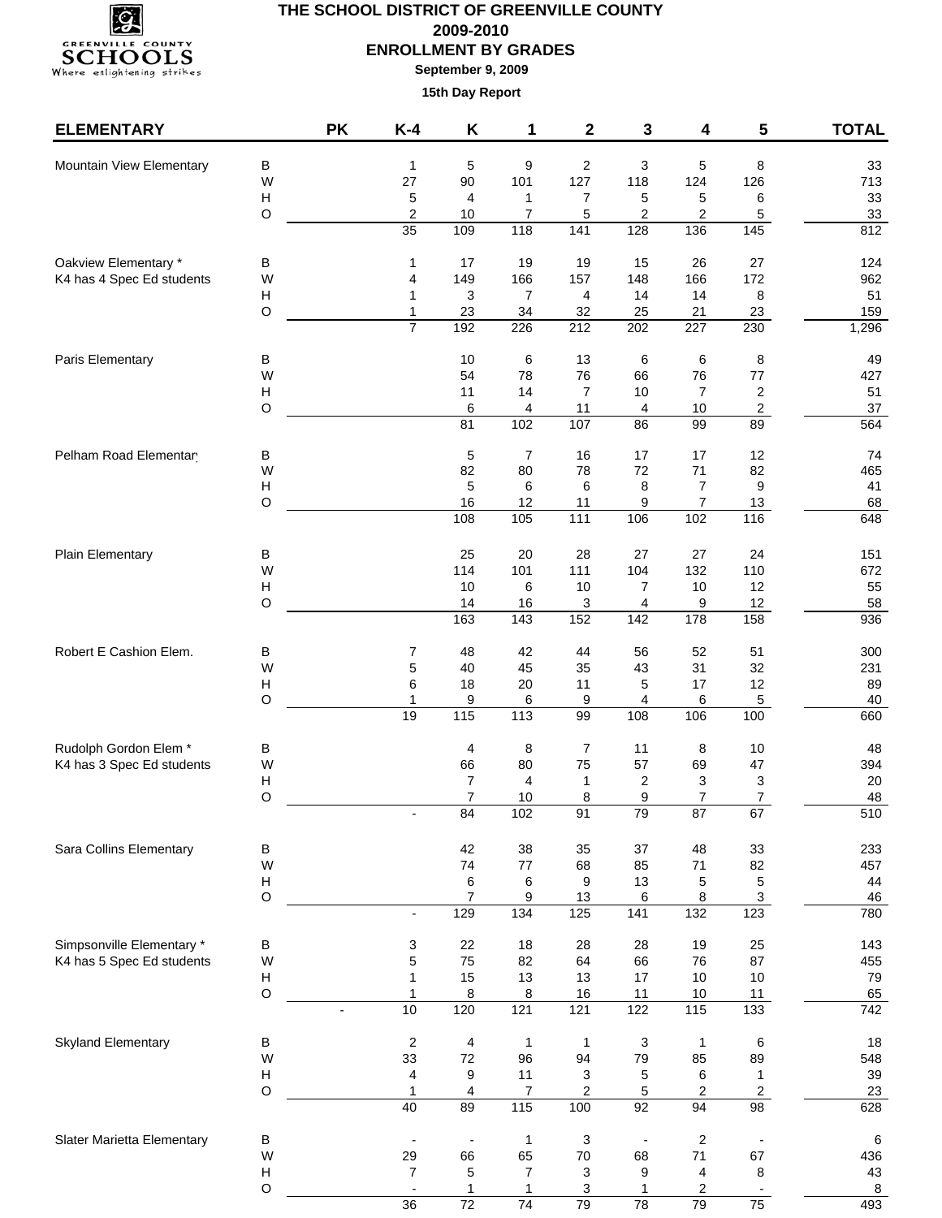# THE SCHOOL DISTRICT OF GREENVILLE COUNTY

**2009-2010**

**ENROLLMENT BY GRADES**

**September 9, 2009**

**15th Day Report**

| ELEMENTARY | | PK | K-4 | K | 1 | 2 | 3 | 4 | 5 | TOTAL |
|---|---|---|---|---|---|---|---|---|---|---|
| Mountain View Elementary | B | | 1 | 5 | 9 | 2 | 3 | 5 | 8 | 33 |
| | W | | 27 | 90 | 101 | 127 | 118 | 124 | 126 | 713 |
| | H | | 5 | 4 | 1 | 7 | 5 | 5 | 6 | 33 |
| | O | | 2 | 10 | 7 | 5 | 2 | 2 | 5 | 33 |
| | | | 35 | 109 | 118 | 141 | 128 | 136 | 145 | 812 |
| Oakview Elementary * | B | | 1 | 17 | 19 | 19 | 15 | 26 | 27 | 124 |
| K4 has 4 Spec Ed students | W | | 4 | 149 | 166 | 157 | 148 | 166 | 172 | 962 |
| | H | | 1 | 3 | 7 | 4 | 14 | 14 | 8 | 51 |
| | O | | 1 | 23 | 34 | 32 | 25 | 21 | 23 | 159 |
| | | | 7 | 192 | 226 | 212 | 202 | 227 | 230 | 1,296 |
| Paris Elementary | B | | | 10 | 6 | 13 | 6 | 6 | 8 | 49 |
| | W | | | 54 | 78 | 76 | 66 | 76 | 77 | 427 |
| | H | | | 11 | 14 | 7 | 10 | 7 | 2 | 51 |
| | O | | | 6 | 4 | 11 | 4 | 10 | 2 | 37 |
| | | | | 81 | 102 | 107 | 86 | 99 | 89 | 564 |
| Pelham Road Elementar | B | | | 5 | 7 | 16 | 17 | 17 | 12 | 74 |
| | W | | | 82 | 80 | 78 | 72 | 71 | 82 | 465 |
| | H | | | 5 | 6 | 6 | 8 | 7 | 9 | 41 |
| | O | | | 16 | 12 | 11 | 9 | 7 | 13 | 68 |
| | | | | 108 | 105 | 111 | 106 | 102 | 116 | 648 |
| Plain Elementary | B | | | 25 | 20 | 28 | 27 | 27 | 24 | 151 |
| | W | | | 114 | 101 | 111 | 104 | 132 | 110 | 672 |
| | H | | | 10 | 6 | 10 | 7 | 10 | 12 | 55 |
| | O | | | 14 | 16 | 3 | 4 | 9 | 12 | 58 |
| | | | | 163 | 143 | 152 | 142 | 178 | 158 | 936 |
| Robert E Cashion Elem. | B | | 7 | 48 | 42 | 44 | 56 | 52 | 51 | 300 |
| | W | | 5 | 40 | 45 | 35 | 43 | 31 | 32 | 231 |
| | H | | 6 | 18 | 20 | 11 | 5 | 17 | 12 | 89 |
| | O | | 1 | 9 | 6 | 9 | 4 | 6 | 5 | 40 |
| | | | 19 | 115 | 113 | 99 | 108 | 106 | 100 | 660 |
| Rudolph Gordon Elem * | B | | | 4 | 8 | 7 | 11 | 8 | 10 | 48 |
| K4 has 3 Spec Ed students | W | | | 66 | 80 | 75 | 57 | 69 | 47 | 394 |
| | H | | | 7 | 4 | 1 | 2 | 3 | 3 | 20 |
| | O | | | 7 | 10 | 8 | 9 | 7 | 7 | 48 |
| | | | - | 84 | 102 | 91 | 79 | 87 | 67 | 510 |
| Sara Collins Elementary | B | | | 42 | 38 | 35 | 37 | 48 | 33 | 233 |
| | W | | | 74 | 77 | 68 | 85 | 71 | 82 | 457 |
| | H | | | 6 | 6 | 9 | 13 | 5 | 5 | 44 |
| | O | | | 7 | 9 | 13 | 6 | 8 | 3 | 46 |
| | | | - | 129 | 134 | 125 | 141 | 132 | 123 | 780 |
| Simpsonville Elementary * | B | | 3 | 22 | 18 | 28 | 28 | 19 | 25 | 143 |
| K4 has 5 Spec Ed students | W | | 5 | 75 | 82 | 64 | 66 | 76 | 87 | 455 |
| | H | | 1 | 15 | 13 | 13 | 17 | 10 | 10 | 79 |
| | O | | 1 | 8 | 8 | 16 | 11 | 10 | 11 | 65 |
| | | - | 10 | 120 | 121 | 121 | 122 | 115 | 133 | 742 |
| Skyland Elementary | B | | 2 | 4 | 1 | 1 | 3 | 1 | 6 | 18 |
| | W | | 33 | 72 | 96 | 94 | 79 | 85 | 89 | 548 |
| | H | | 4 | 9 | 11 | 3 | 5 | 6 | 1 | 39 |
| | O | | 1 | 4 | 7 | 2 | 5 | 2 | 2 | 23 |
| | | | 40 | 89 | 115 | 100 | 92 | 94 | 98 | 628 |
| Slater Marietta Elementary | B | | - | - | 1 | 3 | - | 2 | - | 6 |
| | W | | 29 | 66 | 65 | 70 | 68 | 71 | 67 | 436 |
| | H | | 7 | 5 | 7 | 3 | 9 | 4 | 8 | 43 |
| | O | | - | 1 | 1 | 3 | 1 | 2 | - | 8 |
| | | | 36 | 72 | 74 | 79 | 78 | 79 | 75 | 493 |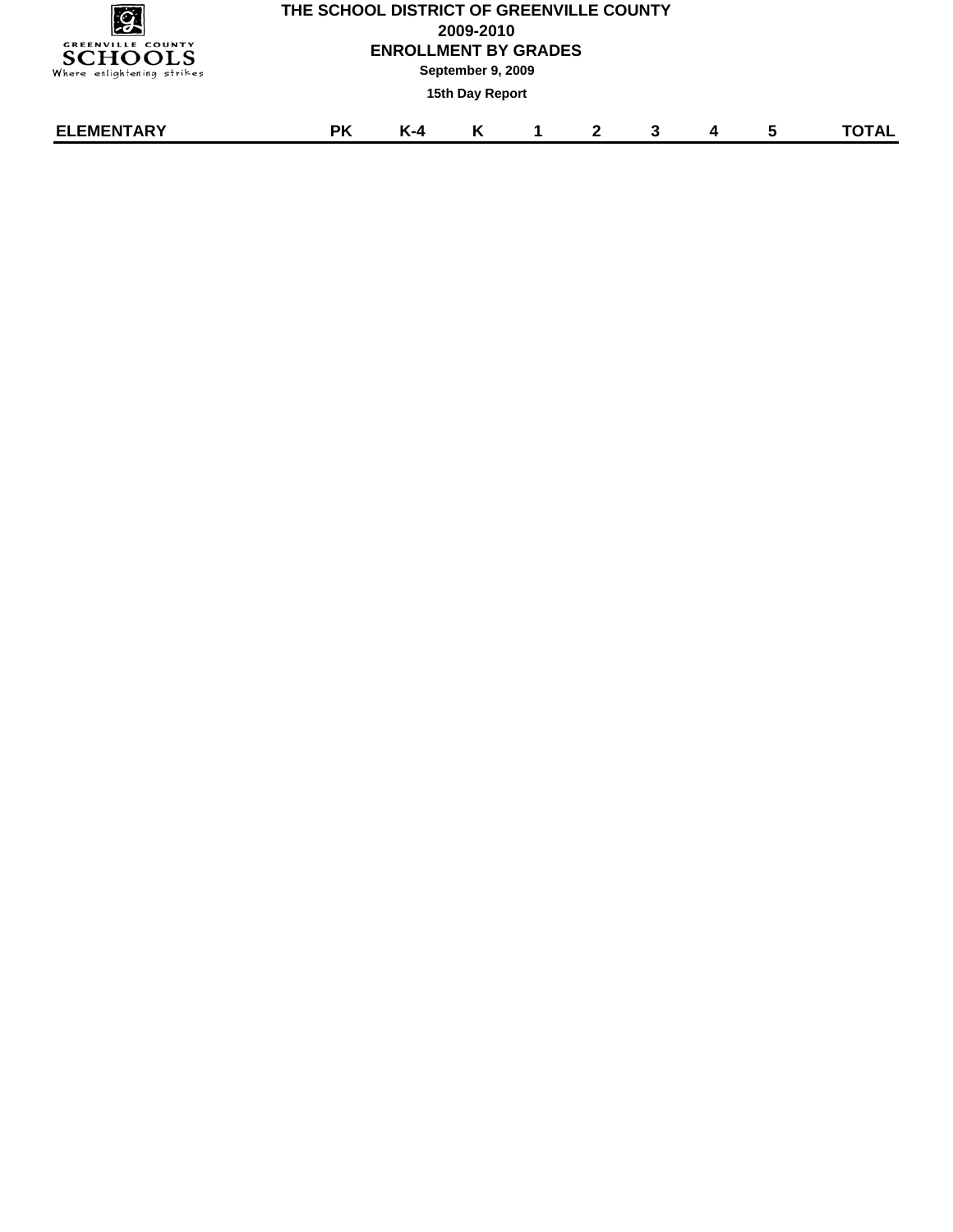# THE SCHOOL DISTRICT OF GREENVILLE COUNTY

## 2009-2010

## ENROLLMENT BY GRADES

**September 9, 2009**

**15th Day Report**

| ELEMENTARY | PK | K-4 | K | 1 | 2 | 3 | 4 | 5 | TOTAL |
|---|---|---|---|---|---|---|---|---|---|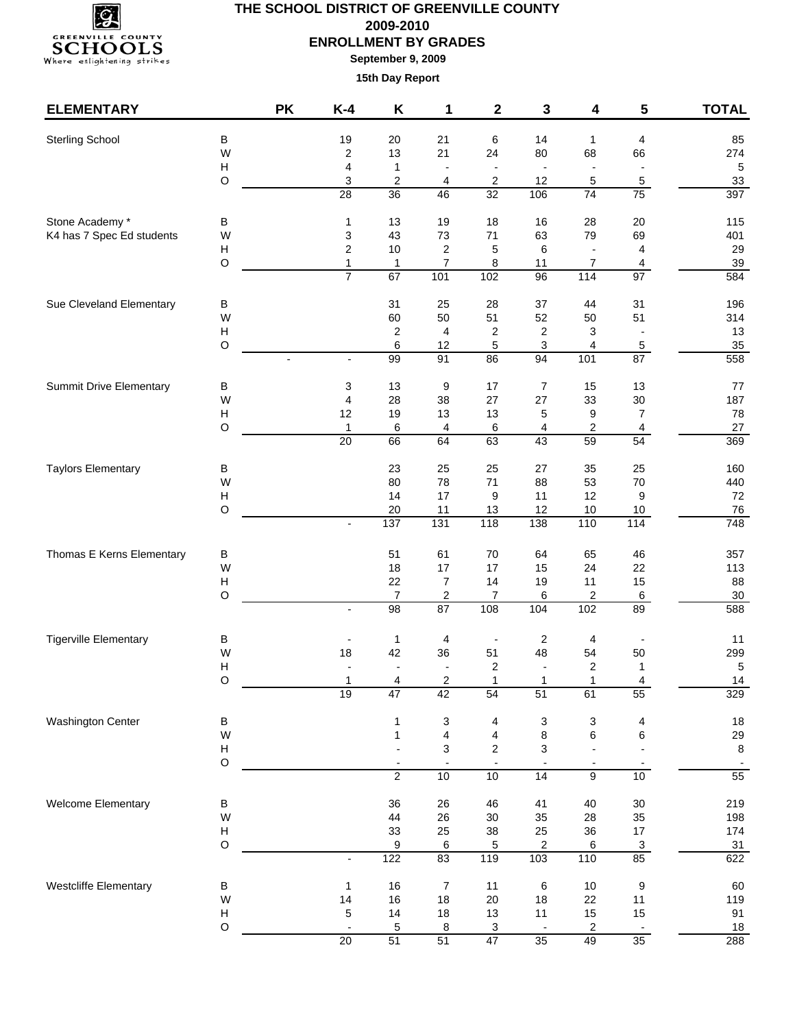# THE SCHOOL DISTRICT OF GREENVILLE COUNTY

**2009-2010**

**ENROLLMENT BY GRADES**

**September 9, 2009**

**15th Day Report**

| ELEMENTARY | | PK | K-4 | K | 1 | 2 | 3 | 4 | 5 | TOTAL |
|---|---|---|---|---|---|---|---|---|---|---|
| Sterling School | B | | 19 | 20 | 21 | 6 | 14 | 1 | 4 | 85 |
| | W | | 2 | 13 | 21 | 24 | 80 | 68 | 66 | 274 |
| | H | | 4 | 1 | - | - | - | - | - | 5 |
| | O | | 3 | 2 | 4 | 2 | 12 | 5 | 5 | 33 |
| | | | 28 | 36 | 46 | 32 | 106 | 74 | 75 | 397 |
| Stone Academy * | B | | 1 | 13 | 19 | 18 | 16 | 28 | 20 | 115 |
| K4 has 7 Spec Ed students | W | | 3 | 43 | 73 | 71 | 63 | 79 | 69 | 401 |
| | H | | 2 | 10 | 2 | 5 | 6 | - | 4 | 29 |
| | O | | 1 | 1 | 7 | 8 | 11 | 7 | 4 | 39 |
| | | | 7 | 67 | 101 | 102 | 96 | 114 | 97 | 584 |
| Sue Cleveland Elementary | B | | | 31 | 25 | 28 | 37 | 44 | 31 | 196 |
| | W | | | 60 | 50 | 51 | 52 | 50 | 51 | 314 |
| | H | | | 2 | 4 | 2 | 2 | 3 | - | 13 |
| | O | | | 6 | 12 | 5 | 3 | 4 | 5 | 35 |
| | | - | - | 99 | 91 | 86 | 94 | 101 | 87 | 558 |
| Summit Drive Elementary | B | | 3 | 13 | 9 | 17 | 7 | 15 | 13 | 77 |
| | W | | 4 | 28 | 38 | 27 | 27 | 33 | 30 | 187 |
| | H | | 12 | 19 | 13 | 13 | 5 | 9 | 7 | 78 |
| | O | | 1 | 6 | 4 | 6 | 4 | 2 | 4 | 27 |
| | | | 20 | 66 | 64 | 63 | 43 | 59 | 54 | 369 |
| Taylors Elementary | B | | | 23 | 25 | 25 | 27 | 35 | 25 | 160 |
| | W | | | 80 | 78 | 71 | 88 | 53 | 70 | 440 |
| | H | | | 14 | 17 | 9 | 11 | 12 | 9 | 72 |
| | O | | | 20 | 11 | 13 | 12 | 10 | 10 | 76 |
| | | | - | 137 | 131 | 118 | 138 | 110 | 114 | 748 |
| Thomas E Kerns Elementary | B | | | 51 | 61 | 70 | 64 | 65 | 46 | 357 |
| | W | | | 18 | 17 | 17 | 15 | 24 | 22 | 113 |
| | H | | | 22 | 7 | 14 | 19 | 11 | 15 | 88 |
| | O | | | 7 | 2 | 7 | 6 | 2 | 6 | 30 |
| | | | - | 98 | 87 | 108 | 104 | 102 | 89 | 588 |
| Tigerville Elementary | B | | - | 1 | 4 | - | 2 | 4 | - | 11 |
| | W | | 18 | 42 | 36 | 51 | 48 | 54 | 50 | 299 |
| | H | | - | - | - | 2 | - | 2 | 1 | 5 |
| | O | | 1 | 4 | 2 | 1 | 1 | 1 | 4 | 14 |
| | | | 19 | 47 | 42 | 54 | 51 | 61 | 55 | 329 |
| Washington Center | B | | | 1 | 3 | 4 | 3 | 3 | 4 | 18 |
| | W | | | 1 | 4 | 4 | 8 | 6 | 6 | 29 |
| | H | | | - | 3 | 2 | 3 | - | - | 8 |
| | O | | | - | - | - | - | - | - | - |
| | | | | 2 | 10 | 10 | 14 | 9 | 10 | 55 |
| Welcome Elementary | B | | | 36 | 26 | 46 | 41 | 40 | 30 | 219 |
| | W | | | 44 | 26 | 30 | 35 | 28 | 35 | 198 |
| | H | | | 33 | 25 | 38 | 25 | 36 | 17 | 174 |
| | O | | | 9 | 6 | 5 | 2 | 6 | 3 | 31 |
| | | | - | 122 | 83 | 119 | 103 | 110 | 85 | 622 |
| Westcliffe Elementary | B | | 1 | 16 | 7 | 11 | 6 | 10 | 9 | 60 |
| | W | | 14 | 16 | 18 | 20 | 18 | 22 | 11 | 119 |
| | H | | 5 | 14 | 18 | 13 | 11 | 15 | 15 | 91 |
| | O | | - | 5 | 8 | 3 | - | 2 | - | 18 |
| | | | 20 | 51 | 51 | 47 | 35 | 49 | 35 | 288 |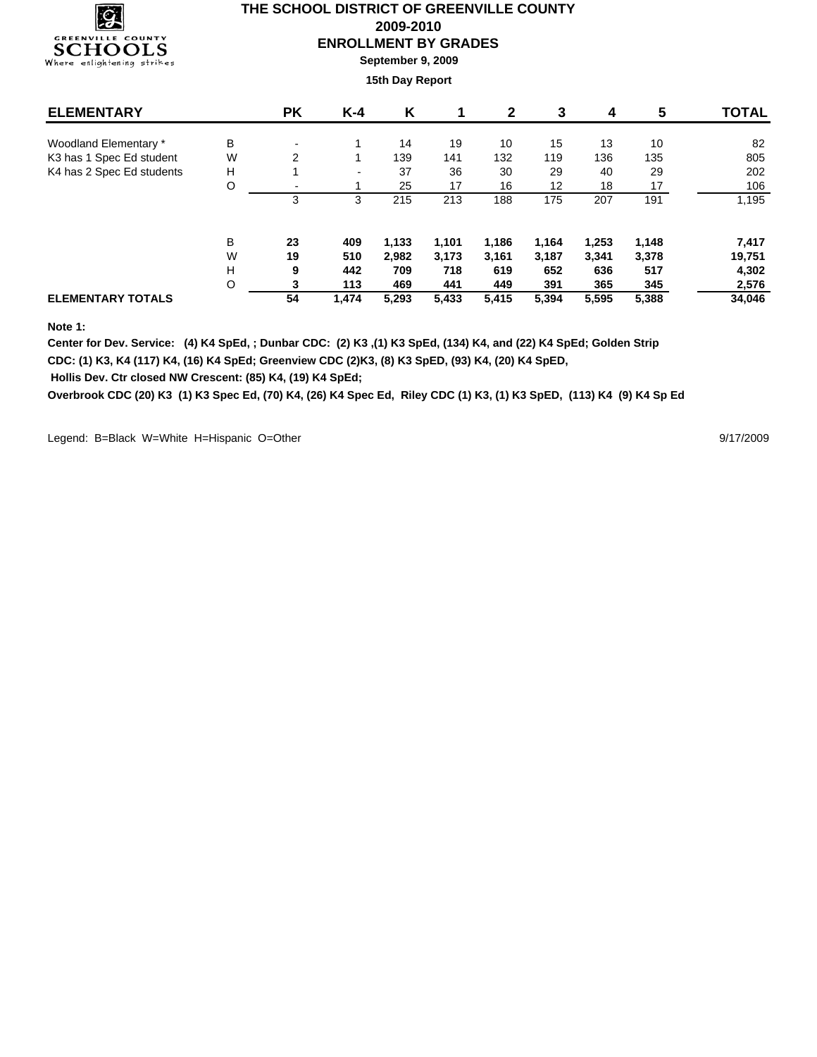# THE SCHOOL DISTRICT OF GREENVILLE COUNTY

## 2009-2010

## ENROLLMENT BY GRADES

**September 9, 2009**

**15th Day Report**

| ELEMENTARY | | PK | K-4 | K | 1 | 2 | 3 | 4 | 5 | TOTAL |
|---|---|---|---|---|---|---|---|---|---|---|
| Woodland Elementary * | B | - | 1 | 14 | 19 | 10 | 15 | 13 | 10 | 82 |
| K3 has 1 Spec Ed student | W | 2 | 1 | 139 | 141 | 132 | 119 | 136 | 135 | 805 |
| K4 has 2 Spec Ed students | H | 1 | - | 37 | 36 | 30 | 29 | 40 | 29 | 202 |
| | O | - | 1 | 25 | 17 | 16 | 12 | 18 | 17 | 106 |
| | | 3 | 3 | 215 | 213 | 188 | 175 | 207 | 191 | 1,195 |
| | B | **23** | **409** | **1,133** | **1,101** | **1,186** | **1,164** | **1,253** | **1,148** | **7,417** |
| | W | **19** | **510** | **2,982** | **3,173** | **3,161** | **3,187** | **3,341** | **3,378** | **19,751** |
| | H | **9** | **442** | **709** | **718** | **619** | **652** | **636** | **517** | **4,302** |
| | O | **3** | **113** | **469** | **441** | **449** | **391** | **365** | **345** | **2,576** |
| **ELEMENTARY TOTALS** | | **54** | **1,474** | **5,293** | **5,433** | **5,415** | **5,394** | **5,595** | **5,388** | **34,046** |

**Note 1:**

**Center for Dev. Service: (4) K4 SpEd, ; Dunbar CDC: (2) K3 ,(1) K3 SpEd, (134) K4, and (22) K4 SpEd; Golden Strip CDC: (1) K3, K4 (117) K4, (16) K4 SpEd; Greenview CDC (2)K3, (8) K3 SpED, (93) K4, (20) K4 SpED,**

**Hollis Dev. Ctr closed NW Crescent: (85) K4, (19) K4 SpEd;**

**Overbrook CDC (20) K3 (1) K3 Spec Ed, (70) K4, (26) K4 Spec Ed, Riley CDC (1) K3, (1) K3 SpED, (113) K4 (9) K4 Sp Ed**

Legend: B=Black W=White H=Hispanic O=Other

9/17/2009